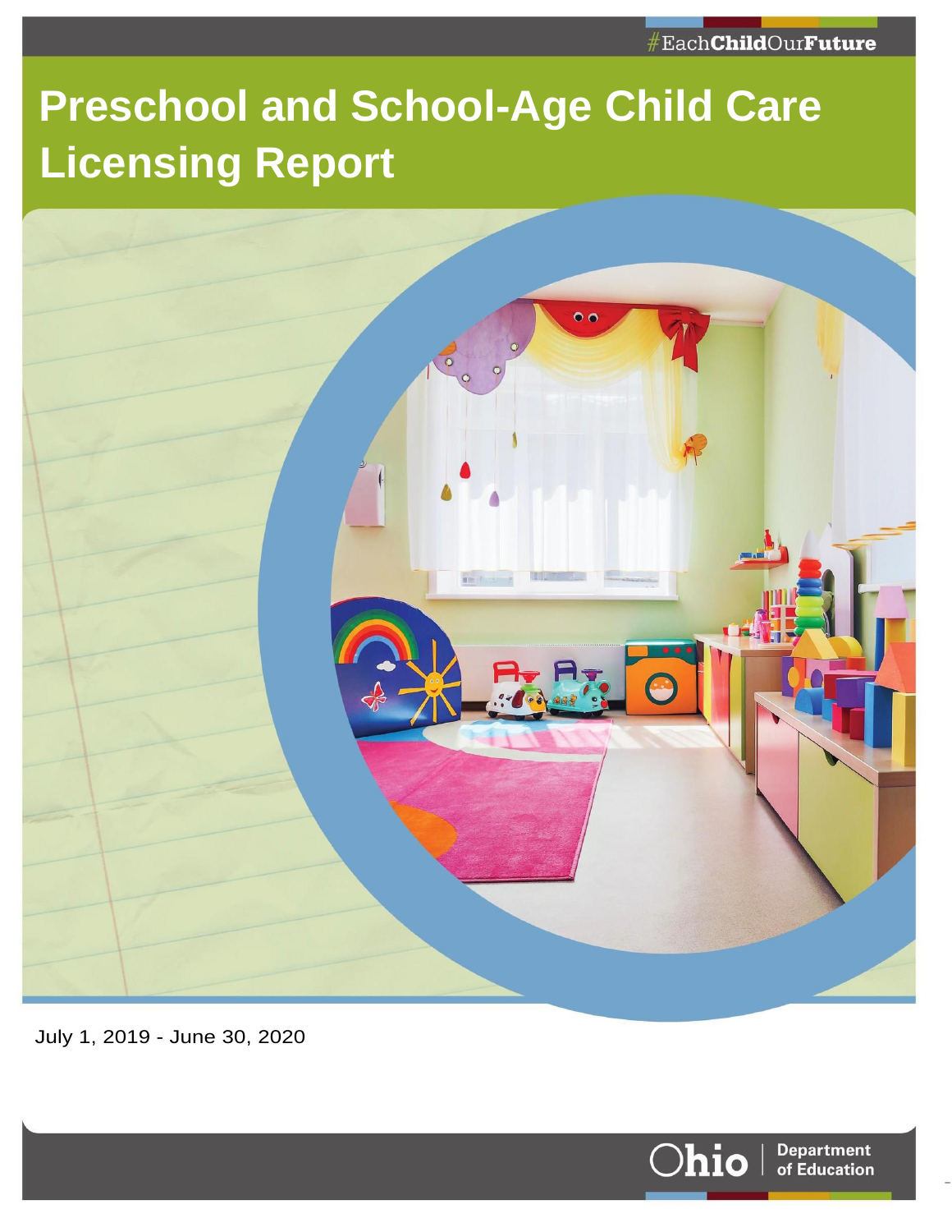#EachChildOurFuture

# Preschool and School-Age Child Care Licensing Report

July 1, 2019 - June 30, 2020

Ohio | Department of Education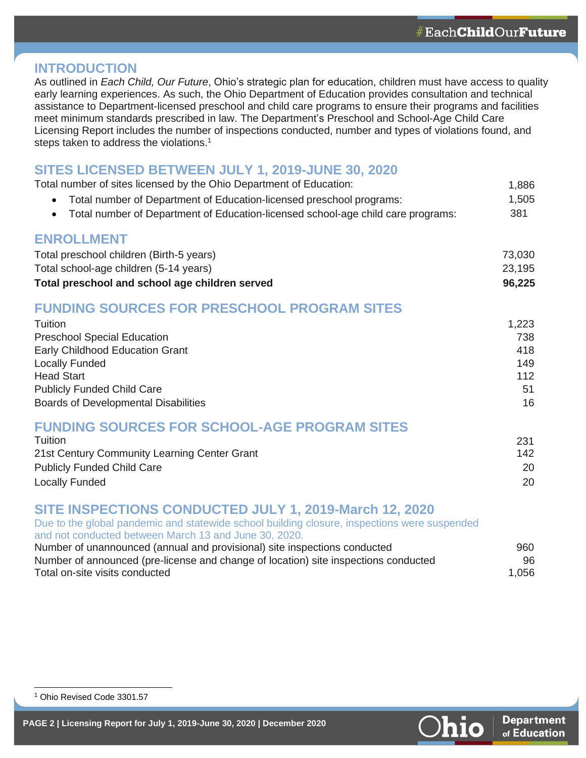## INTRODUCTION

As outlined in *Each Child, Our Future*, Ohio's strategic plan for education, children must have access to quality early learning experiences. As such, the Ohio Department of Education provides consultation and technical assistance to Department-licensed preschool and child care programs to ensure their programs and facilities meet minimum standards prescribed in law. The Department's Preschool and School-Age Child Care Licensing Report includes the number of inspections conducted, number and types of violations found, and steps taken to address the violations.[1]

## SITES LICENSED BETWEEN JULY 1, 2019-JUNE 30, 2020

| | |
|---|---|
| Total number of sites licensed by the Ohio Department of Education: | 1,886 |
| • Total number of Department of Education-licensed preschool programs: | 1,505 |
| • Total number of Department of Education-licensed school-age child care programs: | 381 |

## ENROLLMENT

| | |
|---|---|
| Total preschool children (Birth-5 years) | 73,030 |
| Total school-age children (5-14 years) | 23,195 |
| **Total preschool and school age children served** | **96,225** |

## FUNDING SOURCES FOR PRESCHOOL PROGRAM SITES

| | |
|---|---|
| Tuition | 1,223 |
| Preschool Special Education | 738 |
| Early Childhood Education Grant | 418 |
| Locally Funded | 149 |
| Head Start | 112 |
| Publicly Funded Child Care | 51 |
| Boards of Developmental Disabilities | 16 |

## FUNDING SOURCES FOR SCHOOL-AGE PROGRAM SITES

| | |
|---|---|
| Tuition | 231 |
| 21st Century Community Learning Center Grant | 142 |
| Publicly Funded Child Care | 20 |
| Locally Funded | 20 |

## SITE INSPECTIONS CONDUCTED JULY 1, 2019-March 12, 2020

Due to the global pandemic and statewide school building closure, inspections were suspended and not conducted between March 13 and June 30, 2020.

| | |
|---|---|
| Number of unannounced (annual and provisional) site inspections conducted | 960 |
| Number of announced (pre-license and change of location) site inspections conducted | 96 |
| Total on-site visits conducted | 1,056 |

[1] Ohio Revised Code 3301.57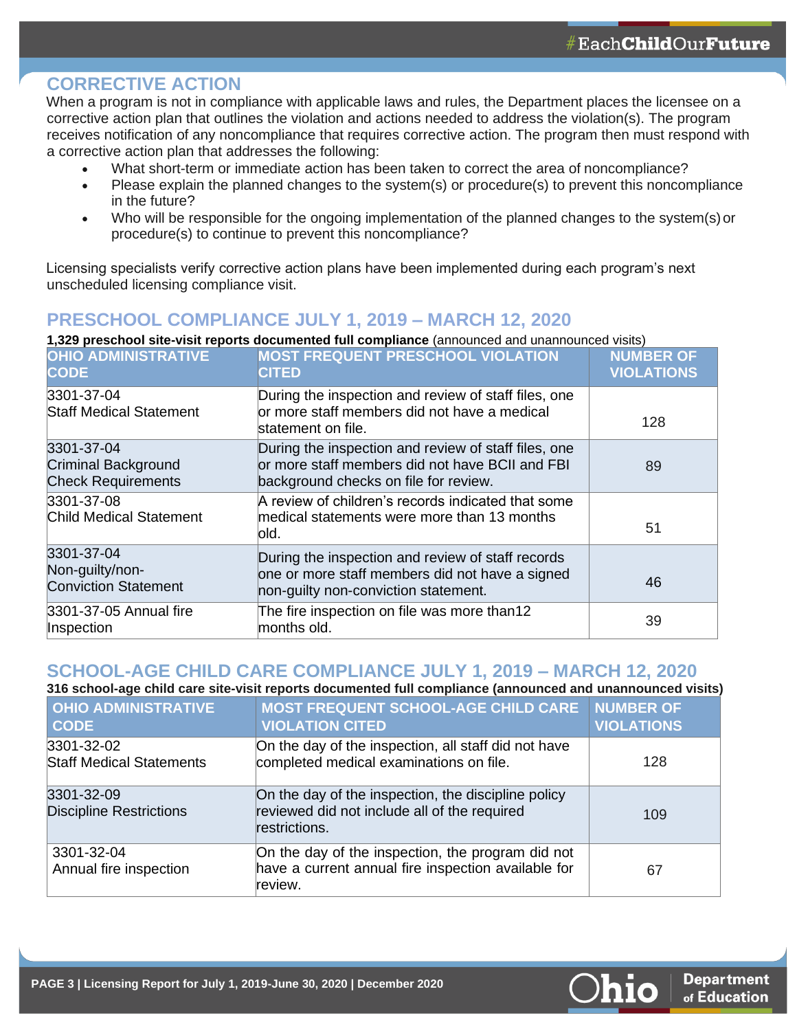## CORRECTIVE ACTION

When a program is not in compliance with applicable laws and rules, the Department places the licensee on a corrective action plan that outlines the violation and actions needed to address the violation(s). The program receives notification of any noncompliance that requires corrective action. The program then must respond with a corrective action plan that addresses the following:

- What short-term or immediate action has been taken to correct the area of noncompliance?
- Please explain the planned changes to the system(s) or procedure(s) to prevent this noncompliance in the future?
- Who will be responsible for the ongoing implementation of the planned changes to the system(s) or procedure(s) to continue to prevent this noncompliance?

Licensing specialists verify corrective action plans have been implemented during each program's next unscheduled licensing compliance visit.

## PRESCHOOL COMPLIANCE JULY 1, 2019 – MARCH 12, 2020

**1,329 preschool site-visit reports documented full compliance** (announced and unannounced visits)

| OHIO ADMINISTRATIVE CODE | MOST FREQUENT PRESCHOOL VIOLATION CITED | NUMBER OF VIOLATIONS |
|---|---|---|
| 3301-37-04 Staff Medical Statement | During the inspection and review of staff files, one or more staff members did not have a medical statement on file. | 128 |
| 3301-37-04 Criminal Background Check Requirements | During the inspection and review of staff files, one or more staff members did not have BCII and FBI background checks on file for review. | 89 |
| 3301-37-08 Child Medical Statement | A review of children's records indicated that some medical statements were more than 13 months old. | 51 |
| 3301-37-04 Non-guilty/non-Conviction Statement | During the inspection and review of staff records one or more staff members did not have a signed non-guilty non-conviction statement. | 46 |
| 3301-37-05 Annual fire Inspection | The fire inspection on file was more than12 months old. | 39 |

## SCHOOL-AGE CHILD CARE COMPLIANCE JULY 1, 2019 – MARCH 12, 2020

**316 school-age child care site-visit reports documented full compliance (announced and unannounced visits)**

| OHIO ADMINISTRATIVE CODE | MOST FREQUENT SCHOOL-AGE CHILD CARE VIOLATION CITED | NUMBER OF VIOLATIONS |
|---|---|---|
| 3301-32-02 Staff Medical Statements | On the day of the inspection, all staff did not have completed medical examinations on file. | 128 |
| 3301-32-09 Discipline Restrictions | On the day of the inspection, the discipline policy reviewed did not include all of the required restrictions. | 109 |
| 3301-32-04 Annual fire inspection | On the day of the inspection, the program did not have a current annual fire inspection available for review. | 67 |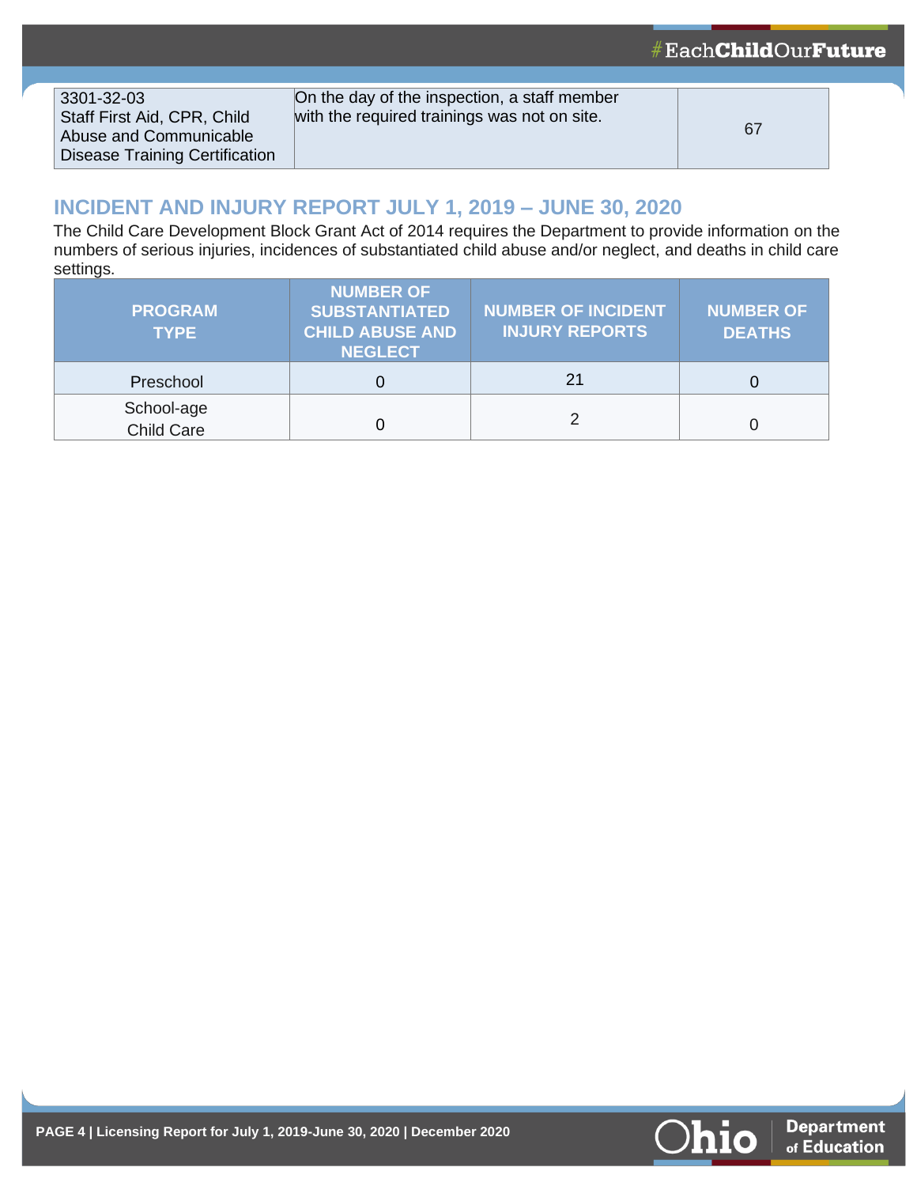| 3301-32-03 Staff First Aid, CPR, Child Abuse and Communicable Disease Training Certification | On the day of the inspection, a staff member with the required trainings was not on site. | 67 |
|---|---|---|

## INCIDENT AND INJURY REPORT JULY 1, 2019 – JUNE 30, 2020

The Child Care Development Block Grant Act of 2014 requires the Department to provide information on the numbers of serious injuries, incidences of substantiated child abuse and/or neglect, and deaths in child care settings.

| PROGRAM TYPE | NUMBER OF SUBSTANTIATED CHILD ABUSE AND NEGLECT | NUMBER OF INCIDENT INJURY REPORTS | NUMBER OF DEATHS |
|---|---|---|---|
| Preschool | 0 | 21 | 0 |
| School-age Child Care | 0 | 2 | 0 |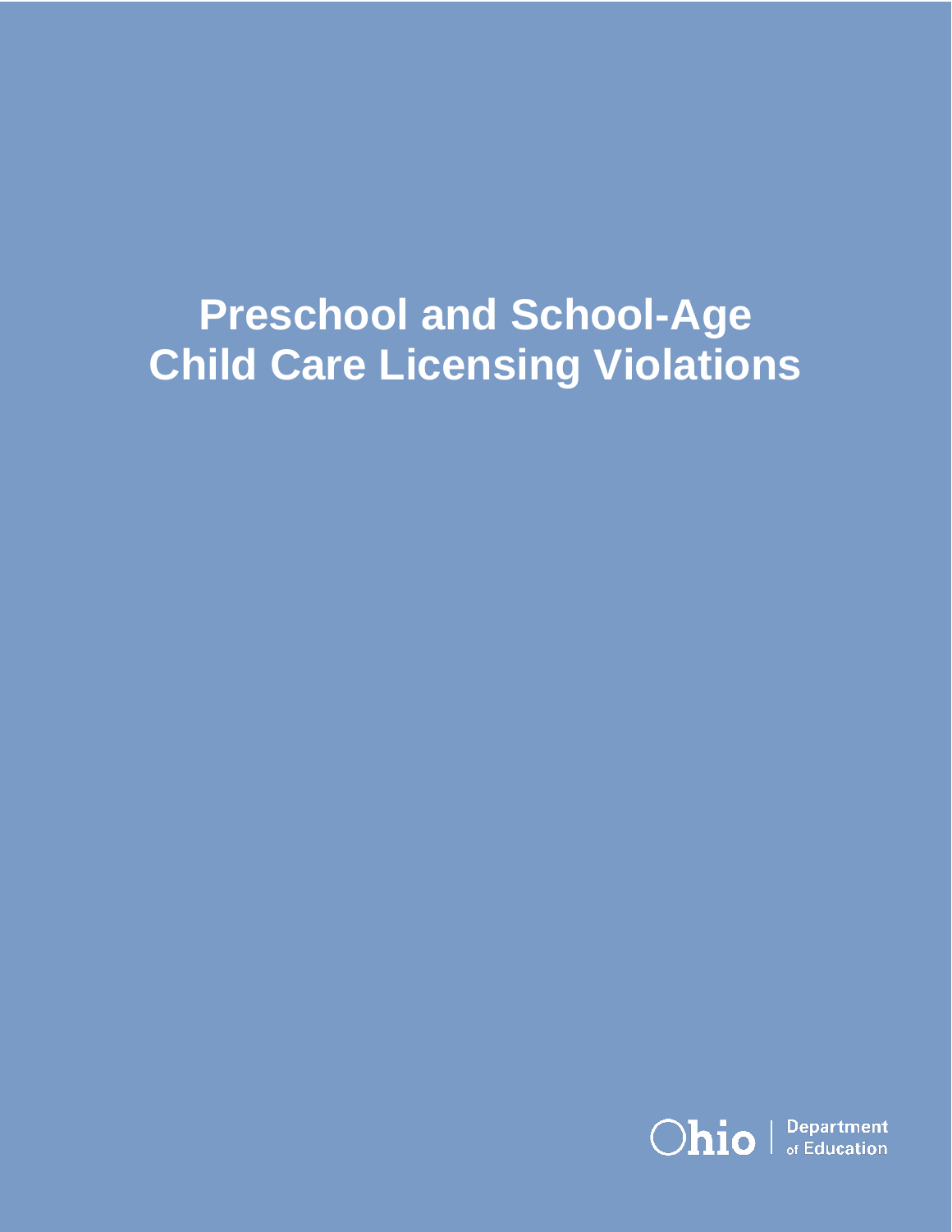# Preschool and School-Age Child Care Licensing Violations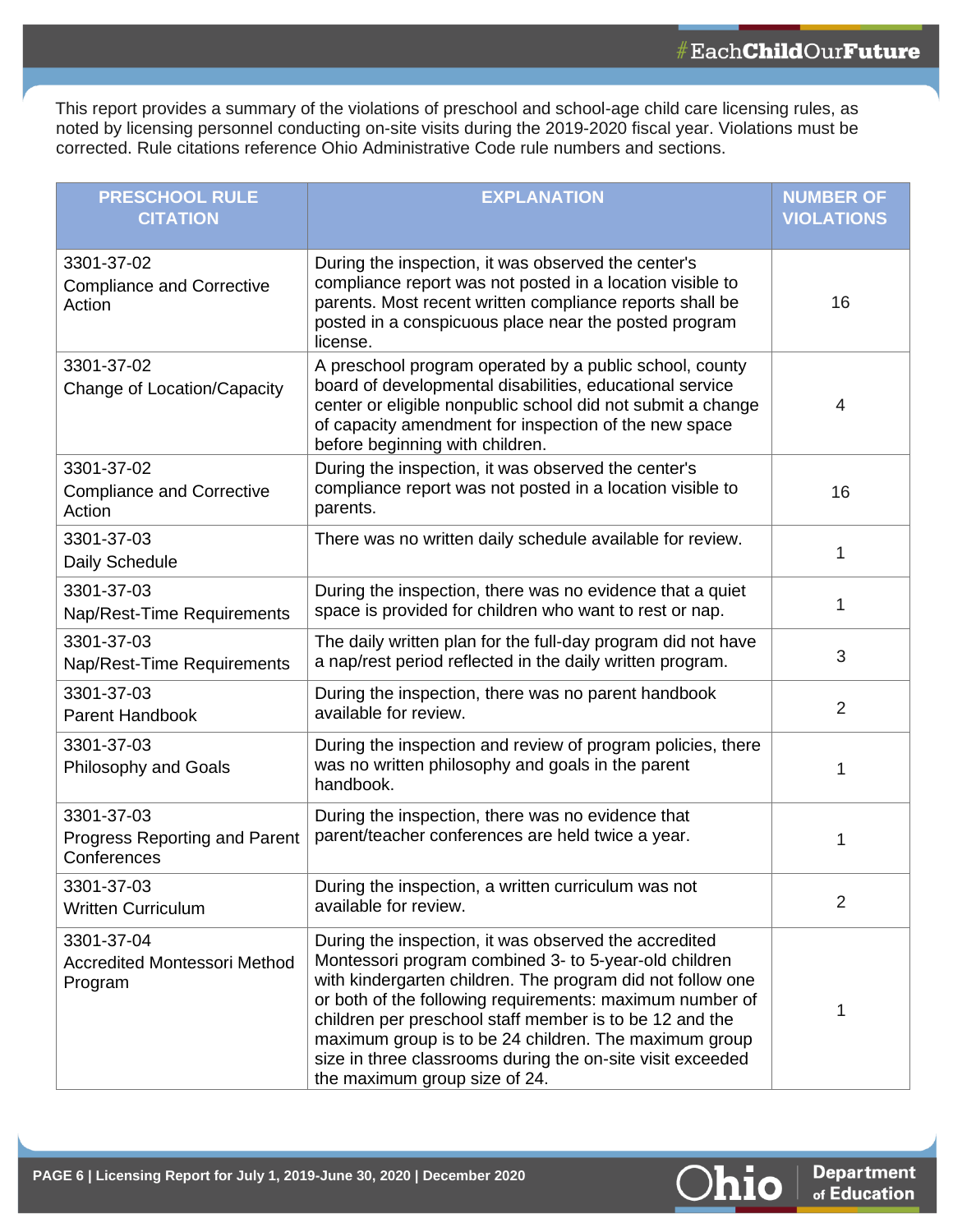This report provides a summary of the violations of preschool and school-age child care licensing rules, as noted by licensing personnel conducting on-site visits during the 2019-2020 fiscal year. Violations must be corrected. Rule citations reference Ohio Administrative Code rule numbers and sections.

| PRESCHOOL RULE CITATION | EXPLANATION | NUMBER OF VIOLATIONS |
| --- | --- | --- |
| 3301-37-02 Compliance and Corrective Action | During the inspection, it was observed the center's compliance report was not posted in a location visible to parents. Most recent written compliance reports shall be posted in a conspicuous place near the posted program license. | 16 |
| 3301-37-02 Change of Location/Capacity | A preschool program operated by a public school, county board of developmental disabilities, educational service center or eligible nonpublic school did not submit a change of capacity amendment for inspection of the new space before beginning with children. | 4 |
| 3301-37-02 Compliance and Corrective Action | During the inspection, it was observed the center's compliance report was not posted in a location visible to parents. | 16 |
| 3301-37-03 Daily Schedule | There was no written daily schedule available for review. | 1 |
| 3301-37-03 Nap/Rest-Time Requirements | During the inspection, there was no evidence that a quiet space is provided for children who want to rest or nap. | 1 |
| 3301-37-03 Nap/Rest-Time Requirements | The daily written plan for the full-day program did not have a nap/rest period reflected in the daily written program. | 3 |
| 3301-37-03 Parent Handbook | During the inspection, there was no parent handbook available for review. | 2 |
| 3301-37-03 Philosophy and Goals | During the inspection and review of program policies, there was no written philosophy and goals in the parent handbook. | 1 |
| 3301-37-03 Progress Reporting and Parent Conferences | During the inspection, there was no evidence that parent/teacher conferences are held twice a year. | 1 |
| 3301-37-03 Written Curriculum | During the inspection, a written curriculum was not available for review. | 2 |
| 3301-37-04 Accredited Montessori Method Program | During the inspection, it was observed the accredited Montessori program combined 3- to 5-year-old children with kindergarten children. The program did not follow one or both of the following requirements: maximum number of children per preschool staff member is to be 12 and the maximum group is to be 24 children. The maximum group size in three classrooms during the on-site visit exceeded the maximum group size of 24. | 1 |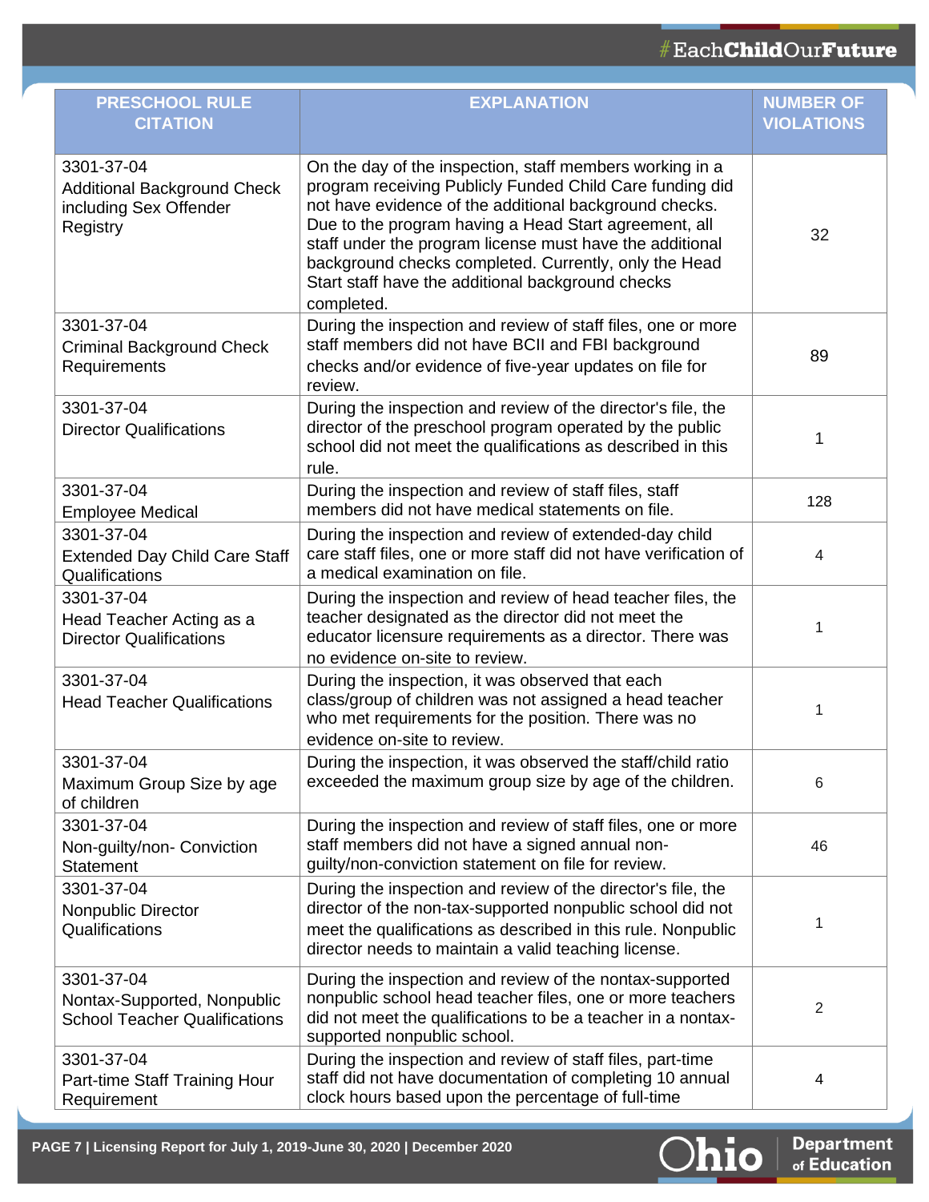| PRESCHOOL RULE CITATION | EXPLANATION | NUMBER OF VIOLATIONS |
|---|---|---|
| 3301-37-04 Additional Background Check including Sex Offender Registry | On the day of the inspection, staff members working in a program receiving Publicly Funded Child Care funding did not have evidence of the additional background checks. Due to the program having a Head Start agreement, all staff under the program license must have the additional background checks completed. Currently, only the Head Start staff have the additional background checks completed. | 32 |
| 3301-37-04 Criminal Background Check Requirements | During the inspection and review of staff files, one or more staff members did not have BCII and FBI background checks and/or evidence of five-year updates on file for review. | 89 |
| 3301-37-04 Director Qualifications | During the inspection and review of the director's file, the director of the preschool program operated by the public school did not meet the qualifications as described in this rule. | 1 |
| 3301-37-04 Employee Medical | During the inspection and review of staff files, staff members did not have medical statements on file. | 128 |
| 3301-37-04 Extended Day Child Care Staff Qualifications | During the inspection and review of extended-day child care staff files, one or more staff did not have verification of a medical examination on file. | 4 |
| 3301-37-04 Head Teacher Acting as a Director Qualifications | During the inspection and review of head teacher files, the teacher designated as the director did not meet the educator licensure requirements as a director. There was no evidence on-site to review. | 1 |
| 3301-37-04 Head Teacher Qualifications | During the inspection, it was observed that each class/group of children was not assigned a head teacher who met requirements for the position. There was no evidence on-site to review. | 1 |
| 3301-37-04 Maximum Group Size by age of children | During the inspection, it was observed the staff/child ratio exceeded the maximum group size by age of the children. | 6 |
| 3301-37-04 Non-guilty/non- Conviction Statement | During the inspection and review of staff files, one or more staff members did not have a signed annual non-guilty/non-conviction statement on file for review. | 46 |
| 3301-37-04 Nonpublic Director Qualifications | During the inspection and review of the director's file, the director of the non-tax-supported nonpublic school did not meet the qualifications as described in this rule. Nonpublic director needs to maintain a valid teaching license. | 1 |
| 3301-37-04 Nontax-Supported, Nonpublic School Teacher Qualifications | During the inspection and review of the nontax-supported nonpublic school head teacher files, one or more teachers did not meet the qualifications to be a teacher in a nontax-supported nonpublic school. | 2 |
| 3301-37-04 Part-time Staff Training Hour Requirement | During the inspection and review of staff files, part-time staff did not have documentation of completing 10 annual clock hours based upon the percentage of full-time | 4 |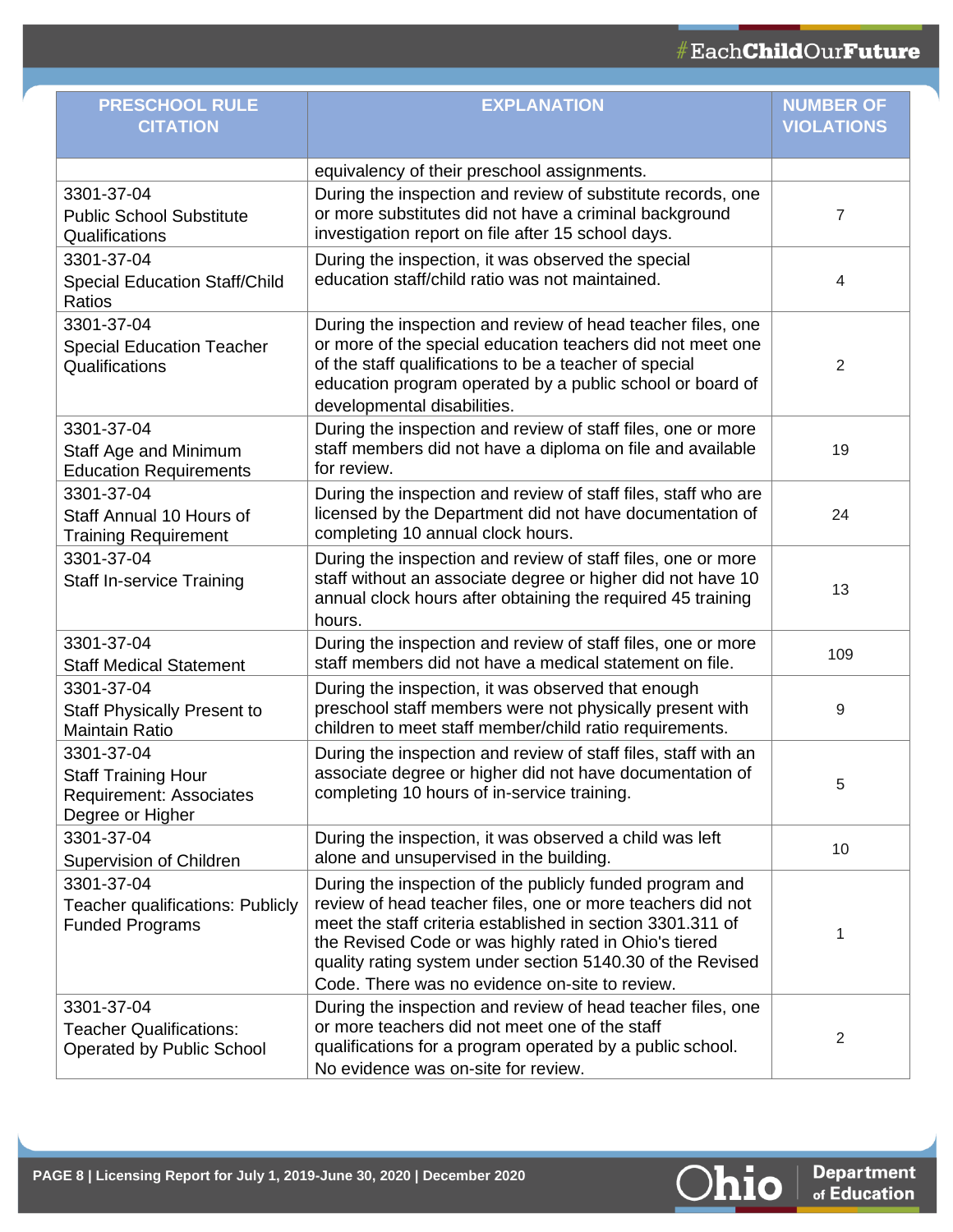| PRESCHOOL RULE CITATION | EXPLANATION | NUMBER OF VIOLATIONS |
|---|---|---|
| | equivalency of their preschool assignments. | |
| 3301-37-04 Public School Substitute Qualifications | During the inspection and review of substitute records, one or more substitutes did not have a criminal background investigation report on file after 15 school days. | 7 |
| 3301-37-04 Special Education Staff/Child Ratios | During the inspection, it was observed the special education staff/child ratio was not maintained. | 4 |
| 3301-37-04 Special Education Teacher Qualifications | During the inspection and review of head teacher files, one or more of the special education teachers did not meet one of the staff qualifications to be a teacher of special education program operated by a public school or board of developmental disabilities. | 2 |
| 3301-37-04 Staff Age and Minimum Education Requirements | During the inspection and review of staff files, one or more staff members did not have a diploma on file and available for review. | 19 |
| 3301-37-04 Staff Annual 10 Hours of Training Requirement | During the inspection and review of staff files, staff who are licensed by the Department did not have documentation of completing 10 annual clock hours. | 24 |
| 3301-37-04 Staff In-service Training | During the inspection and review of staff files, one or more staff without an associate degree or higher did not have 10 annual clock hours after obtaining the required 45 training hours. | 13 |
| 3301-37-04 Staff Medical Statement | During the inspection and review of staff files, one or more staff members did not have a medical statement on file. | 109 |
| 3301-37-04 Staff Physically Present to Maintain Ratio | During the inspection, it was observed that enough preschool staff members were not physically present with children to meet staff member/child ratio requirements. | 9 |
| 3301-37-04 Staff Training Hour Requirement: Associates Degree or Higher | During the inspection and review of staff files, staff with an associate degree or higher did not have documentation of completing 10 hours of in-service training. | 5 |
| 3301-37-04 Supervision of Children | During the inspection, it was observed a child was left alone and unsupervised in the building. | 10 |
| 3301-37-04 Teacher qualifications: Publicly Funded Programs | During the inspection of the publicly funded program and review of head teacher files, one or more teachers did not meet the staff criteria established in section 3301.311 of the Revised Code or was highly rated in Ohio's tiered quality rating system under section 5140.30 of the Revised Code. There was no evidence on-site to review. | 1 |
| 3301-37-04 Teacher Qualifications: Operated by Public School | During the inspection and review of head teacher files, one or more teachers did not meet one of the staff qualifications for a program operated by a public school. No evidence was on-site for review. | 2 |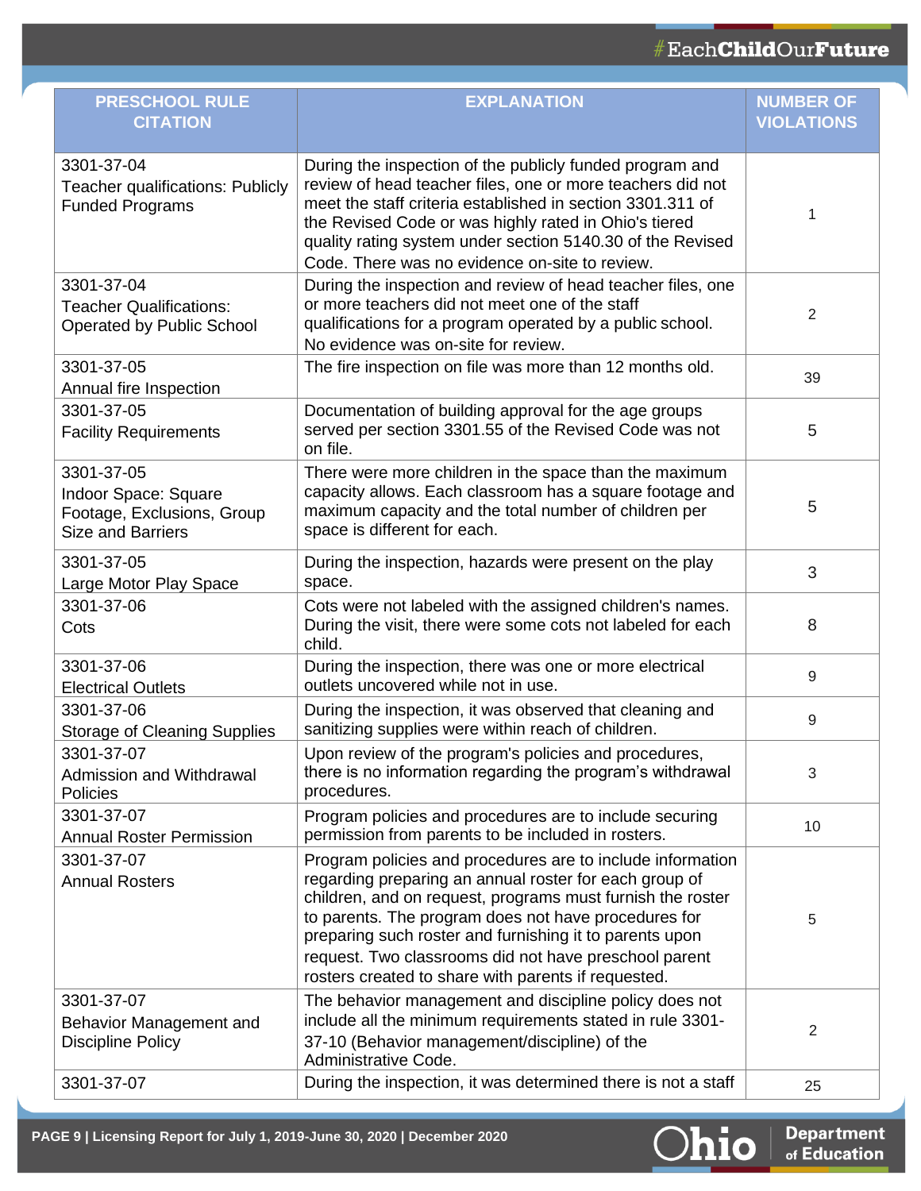| PRESCHOOL RULE CITATION | EXPLANATION | NUMBER OF VIOLATIONS |
|---|---|---|
| 3301-37-04 Teacher qualifications: Publicly Funded Programs | During the inspection of the publicly funded program and review of head teacher files, one or more teachers did not meet the staff criteria established in section 3301.311 of the Revised Code or was highly rated in Ohio's tiered quality rating system under section 5140.30 of the Revised Code. There was no evidence on-site to review. | 1 |
| 3301-37-04 Teacher Qualifications: Operated by Public School | During the inspection and review of head teacher files, one or more teachers did not meet one of the staff qualifications for a program operated by a public school. No evidence was on-site for review. | 2 |
| 3301-37-05 Annual fire Inspection | The fire inspection on file was more than 12 months old. | 39 |
| 3301-37-05 Facility Requirements | Documentation of building approval for the age groups served per section 3301.55 of the Revised Code was not on file. | 5 |
| 3301-37-05 Indoor Space: Square Footage, Exclusions, Group Size and Barriers | There were more children in the space than the maximum capacity allows. Each classroom has a square footage and maximum capacity and the total number of children per space is different for each. | 5 |
| 3301-37-05 Large Motor Play Space | During the inspection, hazards were present on the play space. | 3 |
| 3301-37-06 Cots | Cots were not labeled with the assigned children's names. During the visit, there were some cots not labeled for each child. | 8 |
| 3301-37-06 Electrical Outlets | During the inspection, there was one or more electrical outlets uncovered while not in use. | 9 |
| 3301-37-06 Storage of Cleaning Supplies | During the inspection, it was observed that cleaning and sanitizing supplies were within reach of children. | 9 |
| 3301-37-07 Admission and Withdrawal Policies | Upon review of the program's policies and procedures, there is no information regarding the program's withdrawal procedures. | 3 |
| 3301-37-07 Annual Roster Permission | Program policies and procedures are to include securing permission from parents to be included in rosters. | 10 |
| 3301-37-07 Annual Rosters | Program policies and procedures are to include information regarding preparing an annual roster for each group of children, and on request, programs must furnish the roster to parents. The program does not have procedures for preparing such roster and furnishing it to parents upon request. Two classrooms did not have preschool parent rosters created to share with parents if requested. | 5 |
| 3301-37-07 Behavior Management and Discipline Policy | The behavior management and discipline policy does not include all the minimum requirements stated in rule 3301-37-10 (Behavior management/discipline) of the Administrative Code. | 2 |
| 3301-37-07 | During the inspection, it was determined there is not a staff | 25 |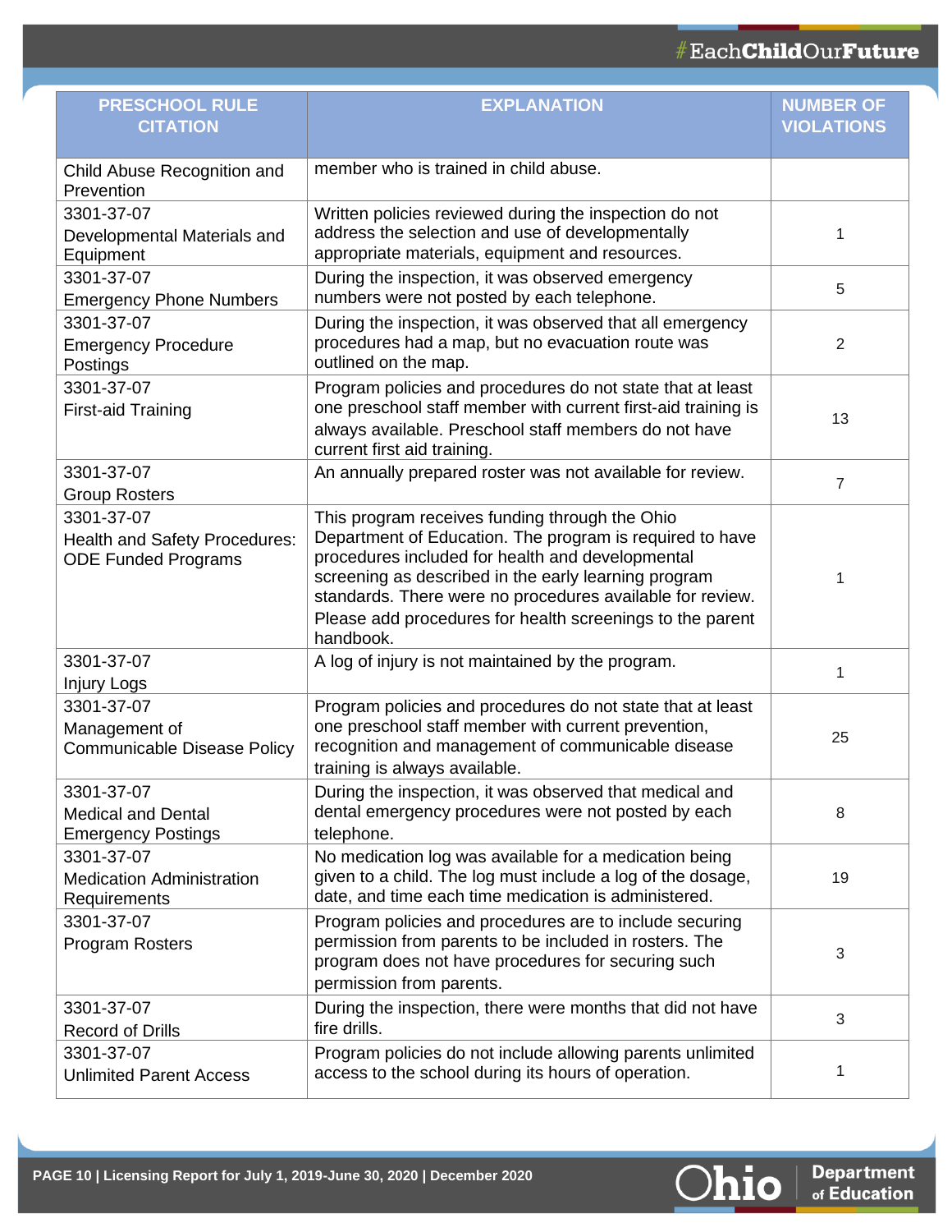| PRESCHOOL RULE CITATION | EXPLANATION | NUMBER OF VIOLATIONS |
|---|---|---|
| Child Abuse Recognition and Prevention | member who is trained in child abuse. | |
| 3301-37-07 Developmental Materials and Equipment | Written policies reviewed during the inspection do not address the selection and use of developmentally appropriate materials, equipment and resources. | 1 |
| 3301-37-07 Emergency Phone Numbers | During the inspection, it was observed emergency numbers were not posted by each telephone. | 5 |
| 3301-37-07 Emergency Procedure Postings | During the inspection, it was observed that all emergency procedures had a map, but no evacuation route was outlined on the map. | 2 |
| 3301-37-07 First-aid Training | Program policies and procedures do not state that at least one preschool staff member with current first-aid training is always available. Preschool staff members do not have current first aid training. | 13 |
| 3301-37-07 Group Rosters | An annually prepared roster was not available for review. | 7 |
| 3301-37-07 Health and Safety Procedures: ODE Funded Programs | This program receives funding through the Ohio Department of Education. The program is required to have procedures included for health and developmental screening as described in the early learning program standards. There were no procedures available for review. Please add procedures for health screenings to the parent handbook. | 1 |
| 3301-37-07 Injury Logs | A log of injury is not maintained by the program. | 1 |
| 3301-37-07 Management of Communicable Disease Policy | Program policies and procedures do not state that at least one preschool staff member with current prevention, recognition and management of communicable disease training is always available. | 25 |
| 3301-37-07 Medical and Dental Emergency Postings | During the inspection, it was observed that medical and dental emergency procedures were not posted by each telephone. | 8 |
| 3301-37-07 Medication Administration Requirements | No medication log was available for a medication being given to a child. The log must include a log of the dosage, date, and time each time medication is administered. | 19 |
| 3301-37-07 Program Rosters | Program policies and procedures are to include securing permission from parents to be included in rosters. The program does not have procedures for securing such permission from parents. | 3 |
| 3301-37-07 Record of Drills | During the inspection, there were months that did not have fire drills. | 3 |
| 3301-37-07 Unlimited Parent Access | Program policies do not include allowing parents unlimited access to the school during its hours of operation. | 1 |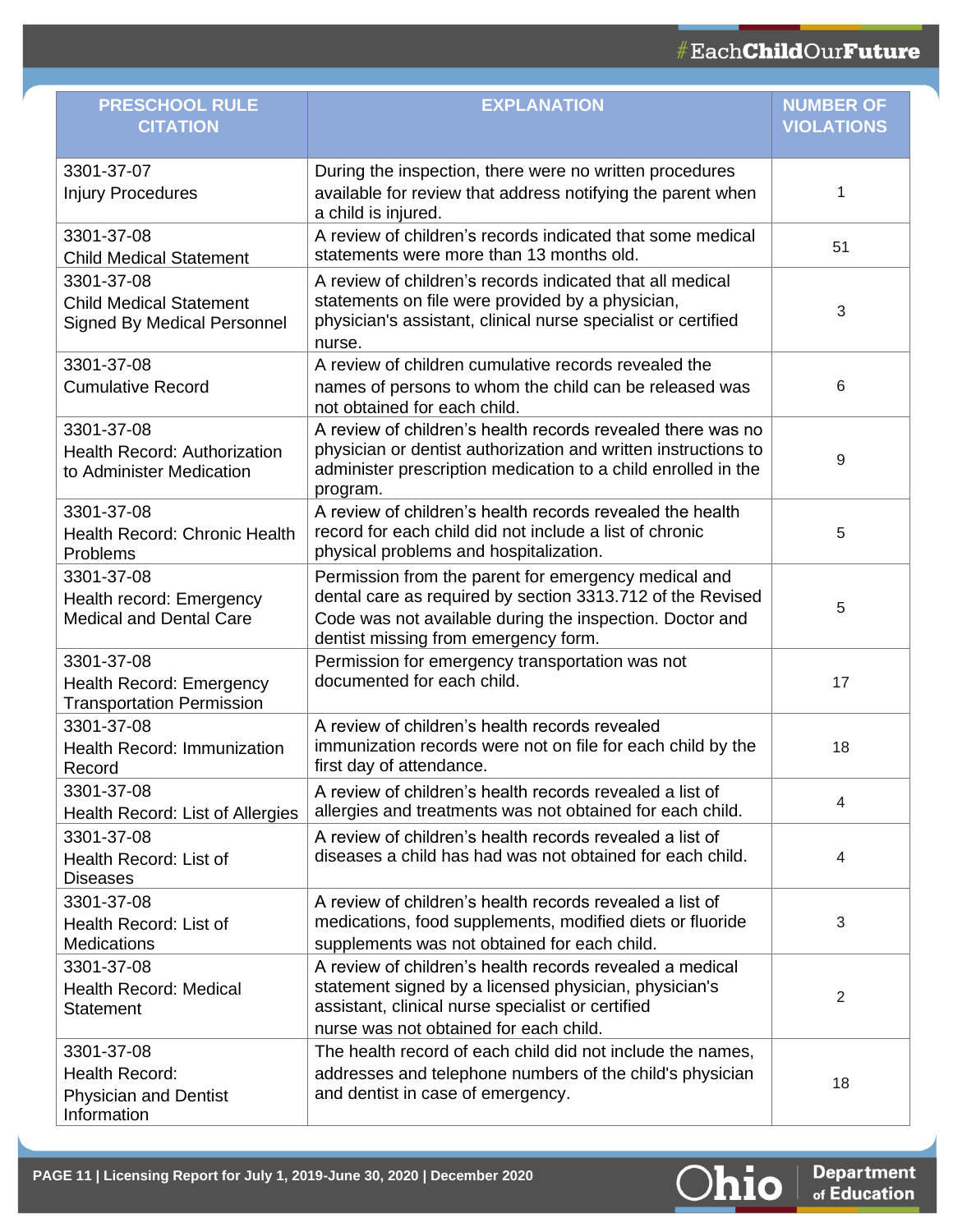| PRESCHOOL RULE CITATION | EXPLANATION | NUMBER OF VIOLATIONS |
|---|---|---|
| 3301-37-07 Injury Procedures | During the inspection, there were no written procedures available for review that address notifying the parent when a child is injured. | 1 |
| 3301-37-08 Child Medical Statement | A review of children's records indicated that some medical statements were more than 13 months old. | 51 |
| 3301-37-08 Child Medical Statement Signed By Medical Personnel | A review of children's records indicated that all medical statements on file were provided by a physician, physician's assistant, clinical nurse specialist or certified nurse. | 3 |
| 3301-37-08 Cumulative Record | A review of children cumulative records revealed the names of persons to whom the child can be released was not obtained for each child. | 6 |
| 3301-37-08 Health Record: Authorization to Administer Medication | A review of children's health records revealed there was no physician or dentist authorization and written instructions to administer prescription medication to a child enrolled in the program. | 9 |
| 3301-37-08 Health Record: Chronic Health Problems | A review of children's health records revealed the health record for each child did not include a list of chronic physical problems and hospitalization. | 5 |
| 3301-37-08 Health record: Emergency Medical and Dental Care | Permission from the parent for emergency medical and dental care as required by section 3313.712 of the Revised Code was not available during the inspection. Doctor and dentist missing from emergency form. | 5 |
| 3301-37-08 Health Record: Emergency Transportation Permission | Permission for emergency transportation was not documented for each child. | 17 |
| 3301-37-08 Health Record: Immunization Record | A review of children's health records revealed immunization records were not on file for each child by the first day of attendance. | 18 |
| 3301-37-08 Health Record: List of Allergies | A review of children's health records revealed a list of allergies and treatments was not obtained for each child. | 4 |
| 3301-37-08 Health Record: List of Diseases | A review of children's health records revealed a list of diseases a child has had was not obtained for each child. | 4 |
| 3301-37-08 Health Record: List of Medications | A review of children's health records revealed a list of medications, food supplements, modified diets or fluoride supplements was not obtained for each child. | 3 |
| 3301-37-08 Health Record: Medical Statement | A review of children's health records revealed a medical statement signed by a licensed physician, physician's assistant, clinical nurse specialist or certified nurse was not obtained for each child. | 2 |
| 3301-37-08 Health Record: Physician and Dentist Information | The health record of each child did not include the names, addresses and telephone numbers of the child's physician and dentist in case of emergency. | 18 |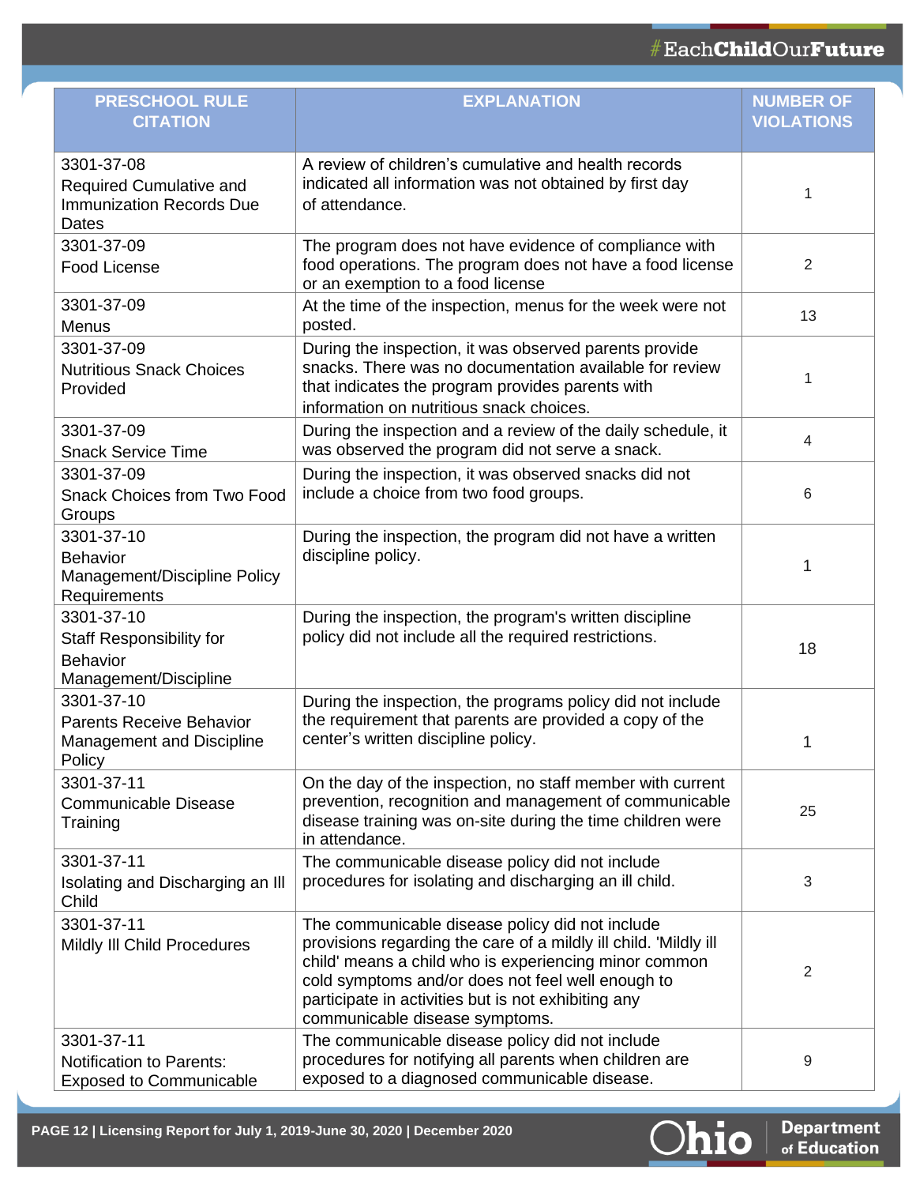| PRESCHOOL RULE CITATION | EXPLANATION | NUMBER OF VIOLATIONS |
|---|---|---|
| 3301-37-08 Required Cumulative and Immunization Records Due Dates | A review of children's cumulative and health records indicated all information was not obtained by first day of attendance. | 1 |
| 3301-37-09 Food License | The program does not have evidence of compliance with food operations. The program does not have a food license or an exemption to a food license | 2 |
| 3301-37-09 Menus | At the time of the inspection, menus for the week were not posted. | 13 |
| 3301-37-09 Nutritious Snack Choices Provided | During the inspection, it was observed parents provide snacks. There was no documentation available for review that indicates the program provides parents with information on nutritious snack choices. | 1 |
| 3301-37-09 Snack Service Time | During the inspection and a review of the daily schedule, it was observed the program did not serve a snack. | 4 |
| 3301-37-09 Snack Choices from Two Food Groups | During the inspection, it was observed snacks did not include a choice from two food groups. | 6 |
| 3301-37-10 Behavior Management/Discipline Policy Requirements | During the inspection, the program did not have a written discipline policy. | 1 |
| 3301-37-10 Staff Responsibility for Behavior Management/Discipline | During the inspection, the program's written discipline policy did not include all the required restrictions. | 18 |
| 3301-37-10 Parents Receive Behavior Management and Discipline Policy | During the inspection, the programs policy did not include the requirement that parents are provided a copy of the center's written discipline policy. | 1 |
| 3301-37-11 Communicable Disease Training | On the day of the inspection, no staff member with current prevention, recognition and management of communicable disease training was on-site during the time children were in attendance. | 25 |
| 3301-37-11 Isolating and Discharging an Ill Child | The communicable disease policy did not include procedures for isolating and discharging an ill child. | 3 |
| 3301-37-11 Mildly Ill Child Procedures | The communicable disease policy did not include provisions regarding the care of a mildly ill child. 'Mildly ill child' means a child who is experiencing minor common cold symptoms and/or does not feel well enough to participate in activities but is not exhibiting any communicable disease symptoms. | 2 |
| 3301-37-11 Notification to Parents: Exposed to Communicable | The communicable disease policy did not include procedures for notifying all parents when children are exposed to a diagnosed communicable disease. | 9 |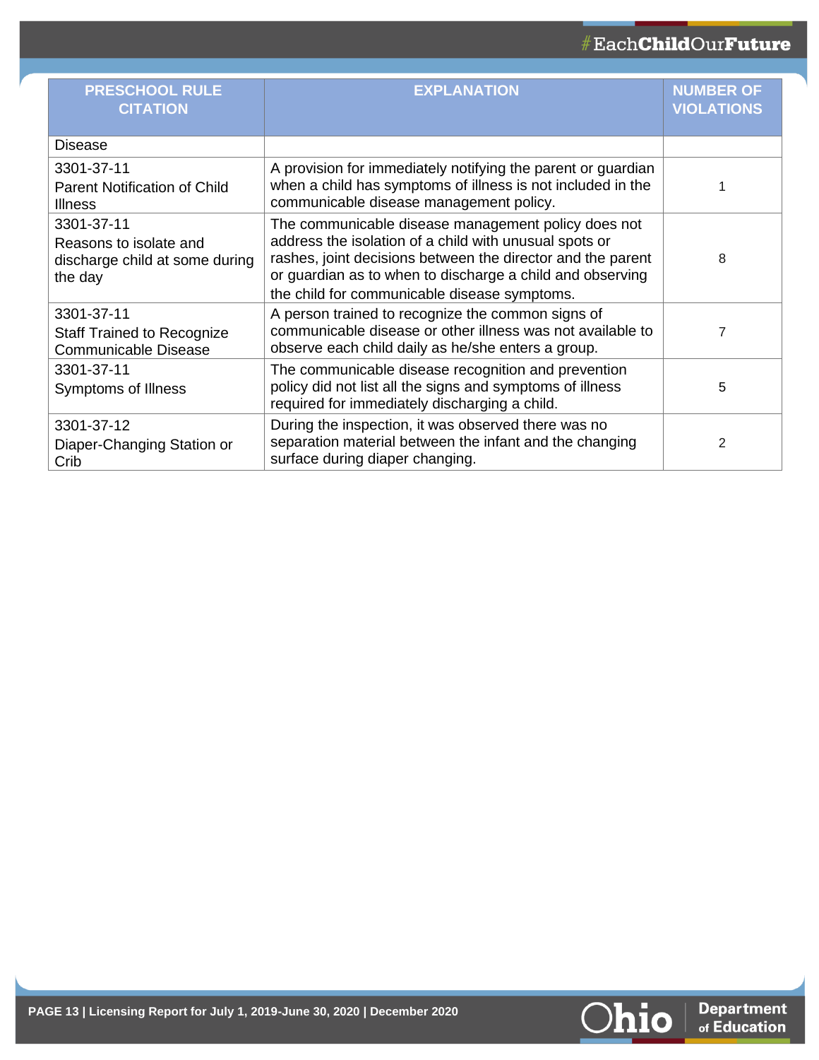| PRESCHOOL RULE CITATION | EXPLANATION | NUMBER OF VIOLATIONS |
|---|---|---|
| Disease | | |
| 3301-37-11 Parent Notification of Child Illness | A provision for immediately notifying the parent or guardian when a child has symptoms of illness is not included in the communicable disease management policy. | 1 |
| 3301-37-11 Reasons to isolate and discharge child at some during the day | The communicable disease management policy does not address the isolation of a child with unusual spots or rashes, joint decisions between the director and the parent or guardian as to when to discharge a child and observing the child for communicable disease symptoms. | 8 |
| 3301-37-11 Staff Trained to Recognize Communicable Disease | A person trained to recognize the common signs of communicable disease or other illness was not available to observe each child daily as he/she enters a group. | 7 |
| 3301-37-11 Symptoms of Illness | The communicable disease recognition and prevention policy did not list all the signs and symptoms of illness required for immediately discharging a child. | 5 |
| 3301-37-12 Diaper-Changing Station or Crib | During the inspection, it was observed there was no separation material between the infant and the changing surface during diaper changing. | 2 |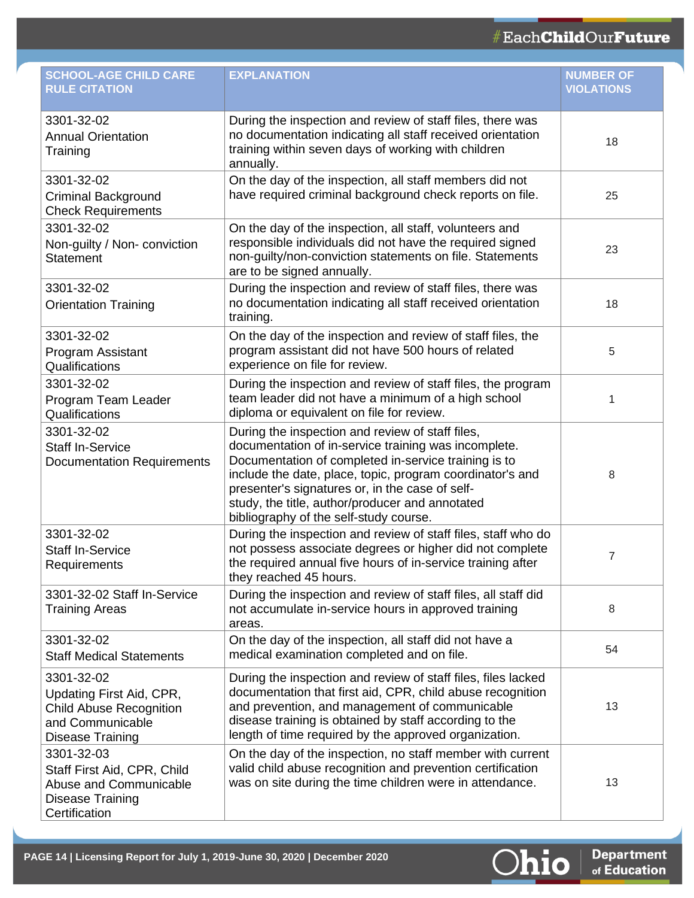| SCHOOL-AGE CHILD CARE RULE CITATION | EXPLANATION | NUMBER OF VIOLATIONS |
|---|---|---|
| 3301-32-02 Annual Orientation Training | During the inspection and review of staff files, there was no documentation indicating all staff received orientation training within seven days of working with children annually. | 18 |
| 3301-32-02 Criminal Background Check Requirements | On the day of the inspection, all staff members did not have required criminal background check reports on file. | 25 |
| 3301-32-02 Non-guilty / Non- conviction Statement | On the day of the inspection, all staff, volunteers and responsible individuals did not have the required signed non-guilty/non-conviction statements on file. Statements are to be signed annually. | 23 |
| 3301-32-02 Orientation Training | During the inspection and review of staff files, there was no documentation indicating all staff received orientation training. | 18 |
| 3301-32-02 Program Assistant Qualifications | On the day of the inspection and review of staff files, the program assistant did not have 500 hours of related experience on file for review. | 5 |
| 3301-32-02 Program Team Leader Qualifications | During the inspection and review of staff files, the program team leader did not have a minimum of a high school diploma or equivalent on file for review. | 1 |
| 3301-32-02 Staff In-Service Documentation Requirements | During the inspection and review of staff files, documentation of in-service training was incomplete. Documentation of completed in-service training is to include the date, place, topic, program coordinator's and presenter's signatures or, in the case of self-study, the title, author/producer and annotated bibliography of the self-study course. | 8 |
| 3301-32-02 Staff In-Service Requirements | During the inspection and review of staff files, staff who do not possess associate degrees or higher did not complete the required annual five hours of in-service training after they reached 45 hours. | 7 |
| 3301-32-02 Staff In-Service Training Areas | During the inspection and review of staff files, all staff did not accumulate in-service hours in approved training areas. | 8 |
| 3301-32-02 Staff Medical Statements | On the day of the inspection, all staff did not have a medical examination completed and on file. | 54 |
| 3301-32-02 Updating First Aid, CPR, Child Abuse Recognition and Communicable Disease Training | During the inspection and review of staff files, files lacked documentation that first aid, CPR, child abuse recognition and prevention, and management of communicable disease training is obtained by staff according to the length of time required by the approved organization. | 13 |
| 3301-32-03 Staff First Aid, CPR, Child Abuse and Communicable Disease Training Certification | On the day of the inspection, no staff member with current valid child abuse recognition and prevention certification was on site during the time children were in attendance. | 13 |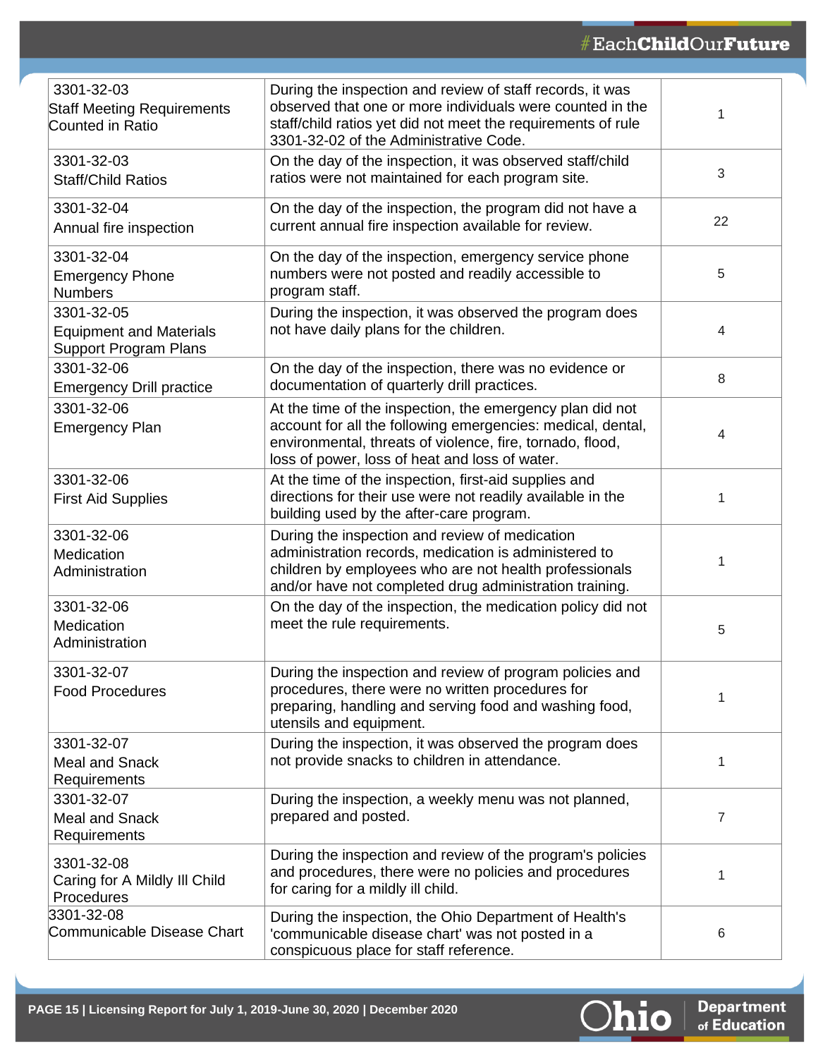| | | |
|---|---|---|
| 3301-32-03 Staff Meeting Requirements Counted in Ratio | During the inspection and review of staff records, it was observed that one or more individuals were counted in the staff/child ratios yet did not meet the requirements of rule 3301-32-02 of the Administrative Code. | 1 |
| 3301-32-03 Staff/Child Ratios | On the day of the inspection, it was observed staff/child ratios were not maintained for each program site. | 3 |
| 3301-32-04 Annual fire inspection | On the day of the inspection, the program did not have a current annual fire inspection available for review. | 22 |
| 3301-32-04 Emergency Phone Numbers | On the day of the inspection, emergency service phone numbers were not posted and readily accessible to program staff. | 5 |
| 3301-32-05 Equipment and Materials Support Program Plans | During the inspection, it was observed the program does not have daily plans for the children. | 4 |
| 3301-32-06 Emergency Drill practice | On the day of the inspection, there was no evidence or documentation of quarterly drill practices. | 8 |
| 3301-32-06 Emergency Plan | At the time of the inspection, the emergency plan did not account for all the following emergencies: medical, dental, environmental, threats of violence, fire, tornado, flood, loss of power, loss of heat and loss of water. | 4 |
| 3301-32-06 First Aid Supplies | At the time of the inspection, first-aid supplies and directions for their use were not readily available in the building used by the after-care program. | 1 |
| 3301-32-06 Medication Administration | During the inspection and review of medication administration records, medication is administered to children by employees who are not health professionals and/or have not completed drug administration training. | 1 |
| 3301-32-06 Medication Administration | On the day of the inspection, the medication policy did not meet the rule requirements. | 5 |
| 3301-32-07 Food Procedures | During the inspection and review of program policies and procedures, there were no written procedures for preparing, handling and serving food and washing food, utensils and equipment. | 1 |
| 3301-32-07 Meal and Snack Requirements | During the inspection, it was observed the program does not provide snacks to children in attendance. | 1 |
| 3301-32-07 Meal and Snack Requirements | During the inspection, a weekly menu was not planned, prepared and posted. | 7 |
| 3301-32-08 Caring for A Mildly Ill Child Procedures | During the inspection and review of the program's policies and procedures, there were no policies and procedures for caring for a mildly ill child. | 1 |
| 3301-32-08 Communicable Disease Chart | During the inspection, the Ohio Department of Health's 'communicable disease chart' was not posted in a conspicuous place for staff reference. | 6 |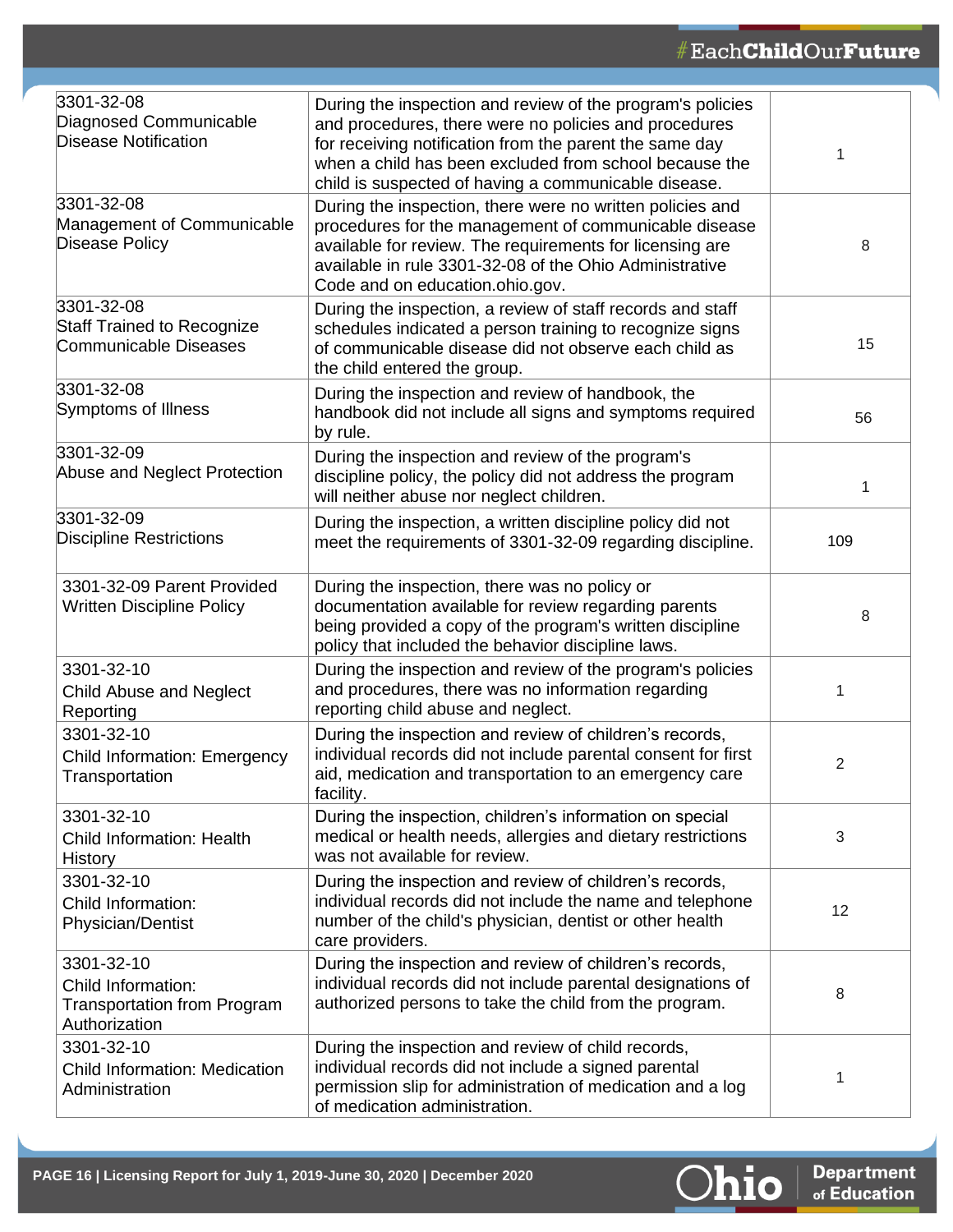| | | |
|---|---|---|
| 3301-32-08 Diagnosed Communicable Disease Notification | During the inspection and review of the program's policies and procedures, there were no policies and procedures for receiving notification from the parent the same day when a child has been excluded from school because the child is suspected of having a communicable disease. | 1 |
| 3301-32-08 Management of Communicable Disease Policy | During the inspection, there were no written policies and procedures for the management of communicable disease available for review. The requirements for licensing are available in rule 3301-32-08 of the Ohio Administrative Code and on education.ohio.gov. | 8 |
| 3301-32-08 Staff Trained to Recognize Communicable Diseases | During the inspection, a review of staff records and staff schedules indicated a person training to recognize signs of communicable disease did not observe each child as the child entered the group. | 15 |
| 3301-32-08 Symptoms of Illness | During the inspection and review of handbook, the handbook did not include all signs and symptoms required by rule. | 56 |
| 3301-32-09 Abuse and Neglect Protection | During the inspection and review of the program's discipline policy, the policy did not address the program will neither abuse nor neglect children. | 1 |
| 3301-32-09 Discipline Restrictions | During the inspection, a written discipline policy did not meet the requirements of 3301-32-09 regarding discipline. | 109 |
| 3301-32-09 Parent Provided Written Discipline Policy | During the inspection, there was no policy or documentation available for review regarding parents being provided a copy of the program's written discipline policy that included the behavior discipline laws. | 8 |
| 3301-32-10 Child Abuse and Neglect Reporting | During the inspection and review of the program's policies and procedures, there was no information regarding reporting child abuse and neglect. | 1 |
| 3301-32-10 Child Information: Emergency Transportation | During the inspection and review of children's records, individual records did not include parental consent for first aid, medication and transportation to an emergency care facility. | 2 |
| 3301-32-10 Child Information: Health History | During the inspection, children's information on special medical or health needs, allergies and dietary restrictions was not available for review. | 3 |
| 3301-32-10 Child Information: Physician/Dentist | During the inspection and review of children's records, individual records did not include the name and telephone number of the child's physician, dentist or other health care providers. | 12 |
| 3301-32-10 Child Information: Transportation from Program Authorization | During the inspection and review of children's records, individual records did not include parental designations of authorized persons to take the child from the program. | 8 |
| 3301-32-10 Child Information: Medication Administration | During the inspection and review of child records, individual records did not include a signed parental permission slip for administration of medication and a log of medication administration. | 1 |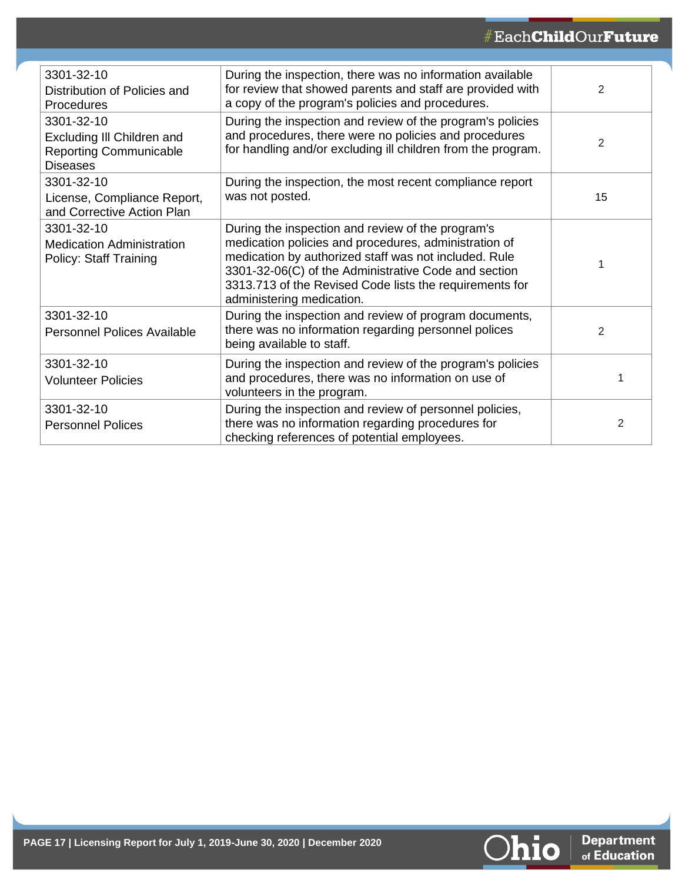| | | |
|---|---|---|
| 3301-32-10 Distribution of Policies and Procedures | During the inspection, there was no information available for review that showed parents and staff are provided with a copy of the program's policies and procedures. | 2 |
| 3301-32-10 Excluding Ill Children and Reporting Communicable Diseases | During the inspection and review of the program's policies and procedures, there were no policies and procedures for handling and/or excluding ill children from the program. | 2 |
| 3301-32-10 License, Compliance Report, and Corrective Action Plan | During the inspection, the most recent compliance report was not posted. | 15 |
| 3301-32-10 Medication Administration Policy: Staff Training | During the inspection and review of the program's medication policies and procedures, administration of medication by authorized staff was not included. Rule 3301-32-06(C) of the Administrative Code and section 3313.713 of the Revised Code lists the requirements for administering medication. | 1 |
| 3301-32-10 Personnel Polices Available | During the inspection and review of program documents, there was no information regarding personnel polices being available to staff. | 2 |
| 3301-32-10 Volunteer Policies | During the inspection and review of the program's policies and procedures, there was no information on use of volunteers in the program. | 1 |
| 3301-32-10 Personnel Polices | During the inspection and review of personnel policies, there was no information regarding procedures for checking references of potential employees. | 2 |